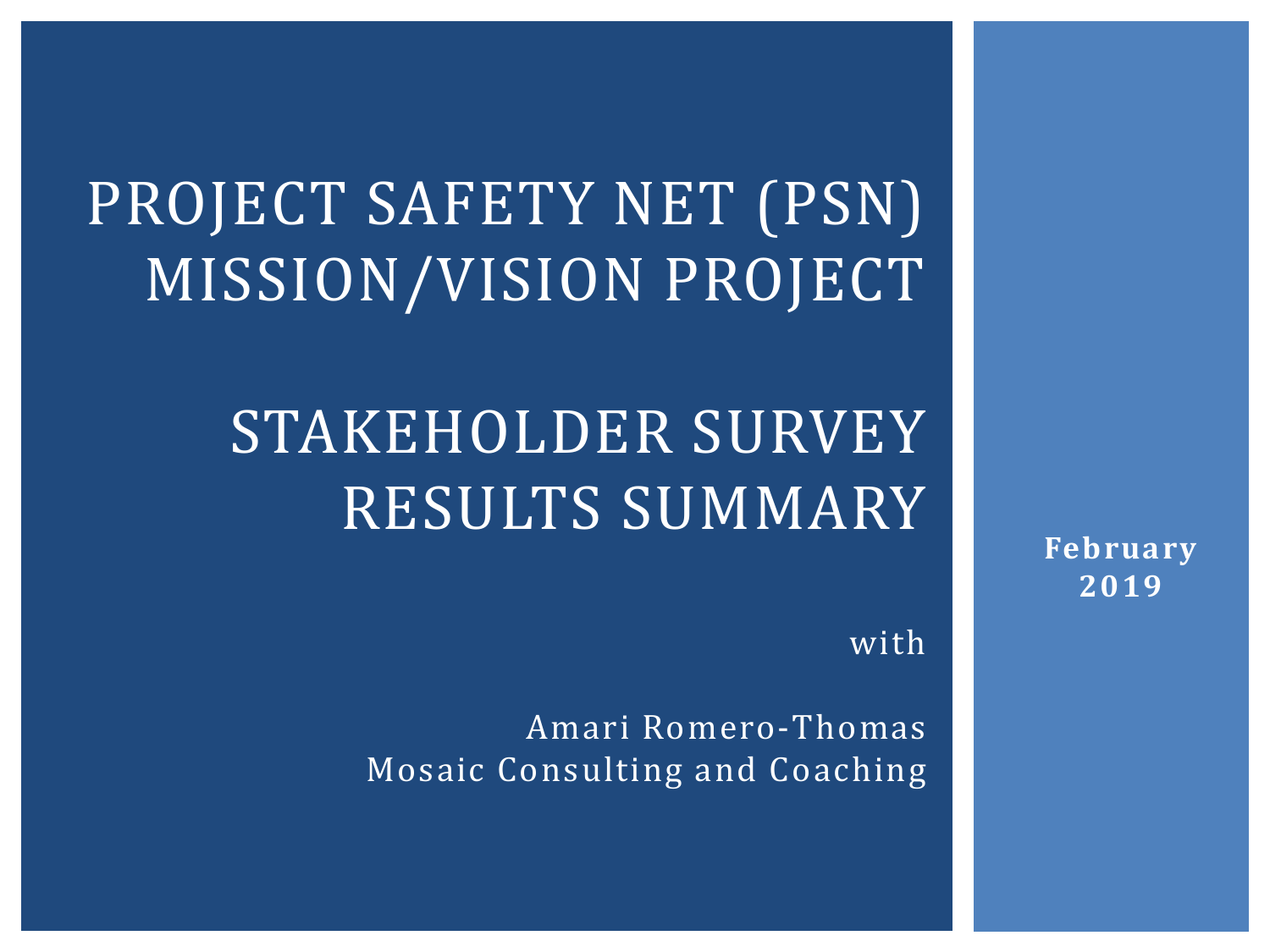# PROJECT SAFETY NET (PSN) MISSION/VISION PROJECT

# STAKEHOLDER SURVEY RESULTS SUMMARY

with

Amari Romero-Thomas
Mosaic Consulting and Coaching

**February 2019**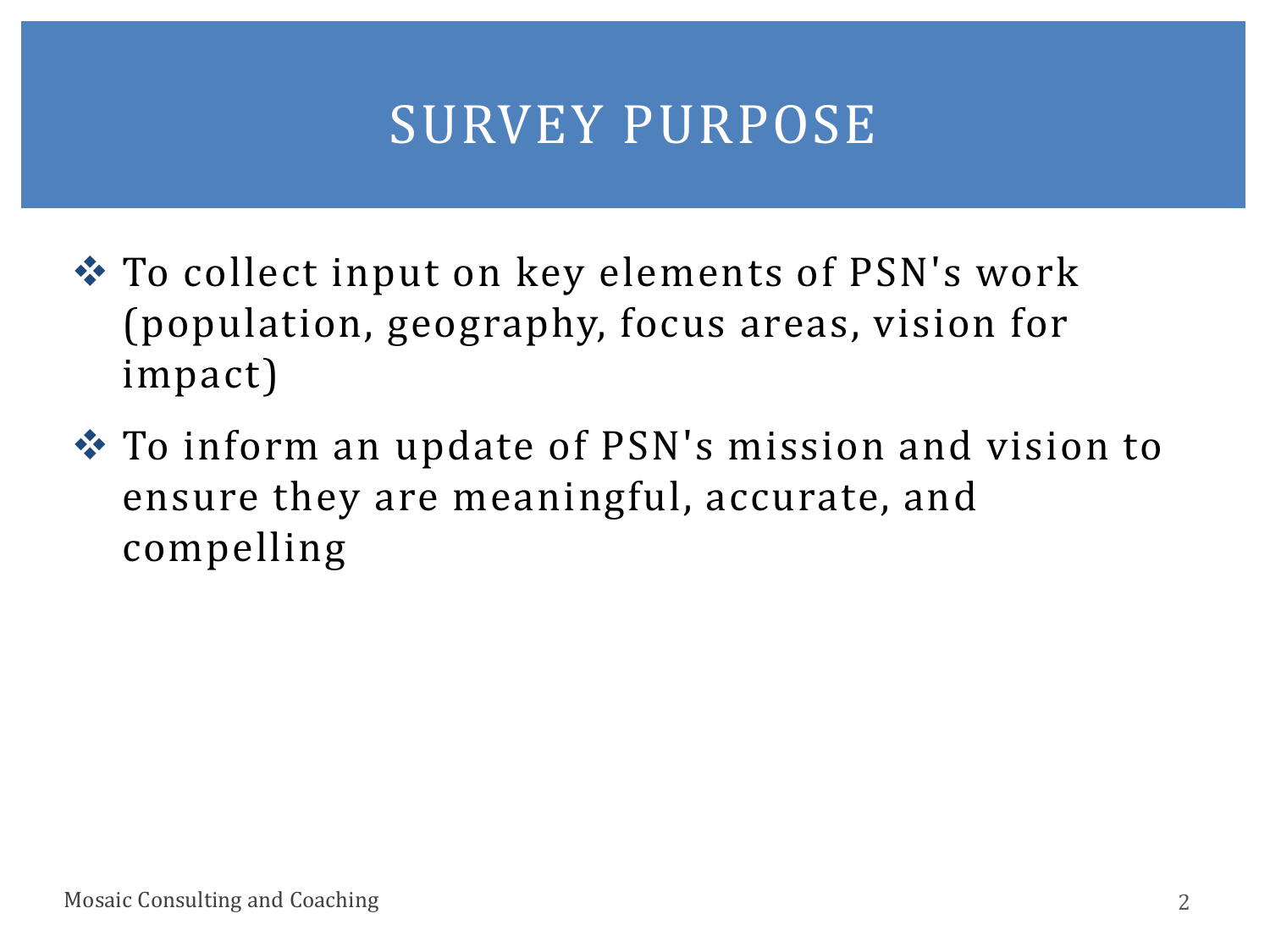# SURVEY PURPOSE

- To collect input on key elements of PSN's work (population, geography, focus areas, vision for impact)
- To inform an update of PSN's mission and vision to ensure they are meaningful, accurate, and compelling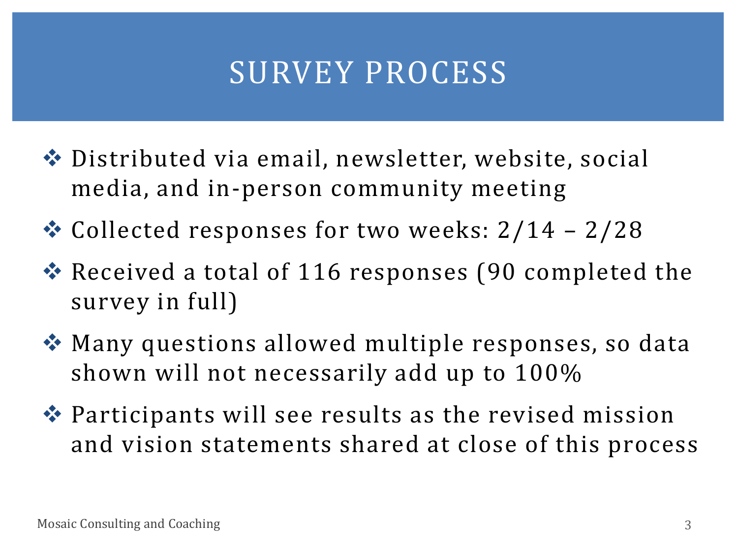# SURVEY PROCESS

- Distributed via email, newsletter, website, social media, and in-person community meeting
- Collected responses for two weeks: 2/14 – 2/28
- Received a total of 116 responses (90 completed the survey in full)
- Many questions allowed multiple responses, so data shown will not necessarily add up to 100%
- Participants will see results as the revised mission and vision statements shared at close of this process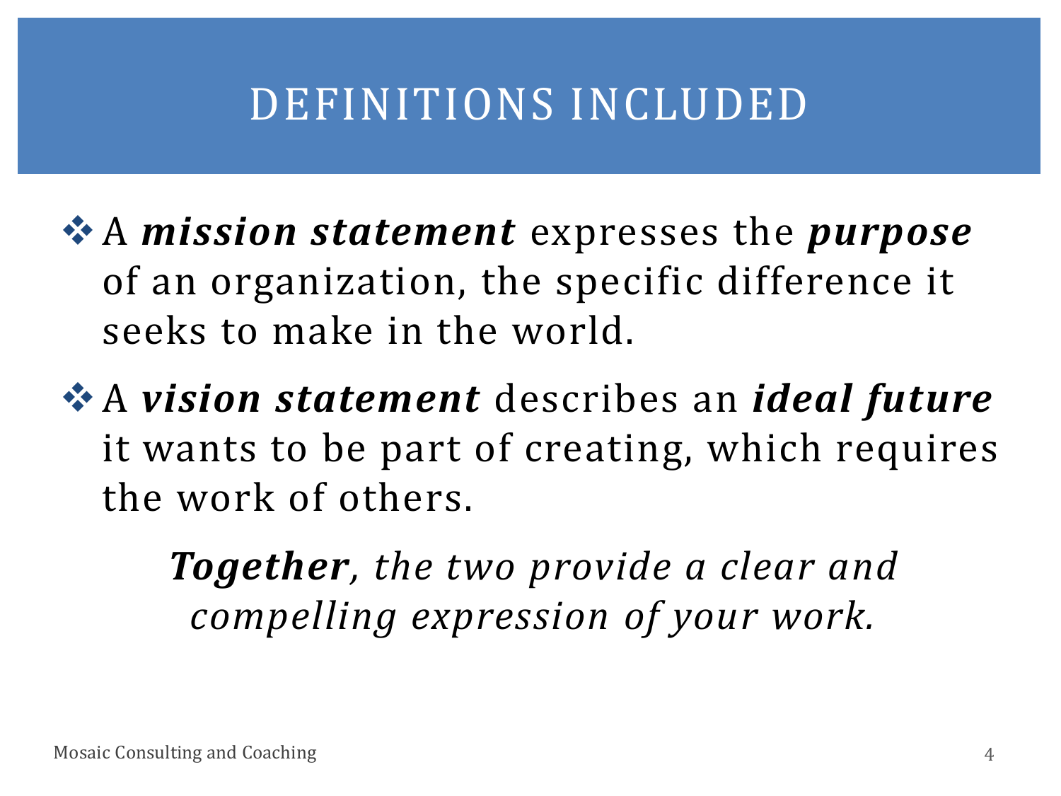# DEFINITIONS INCLUDED

- A ***mission statement*** expresses the ***purpose*** of an organization, the specific difference it seeks to make in the world.
- A ***vision statement*** describes an ***ideal future*** it wants to be part of creating, which requires the work of others.

***Together****, the two provide a clear and compelling expression of your work.*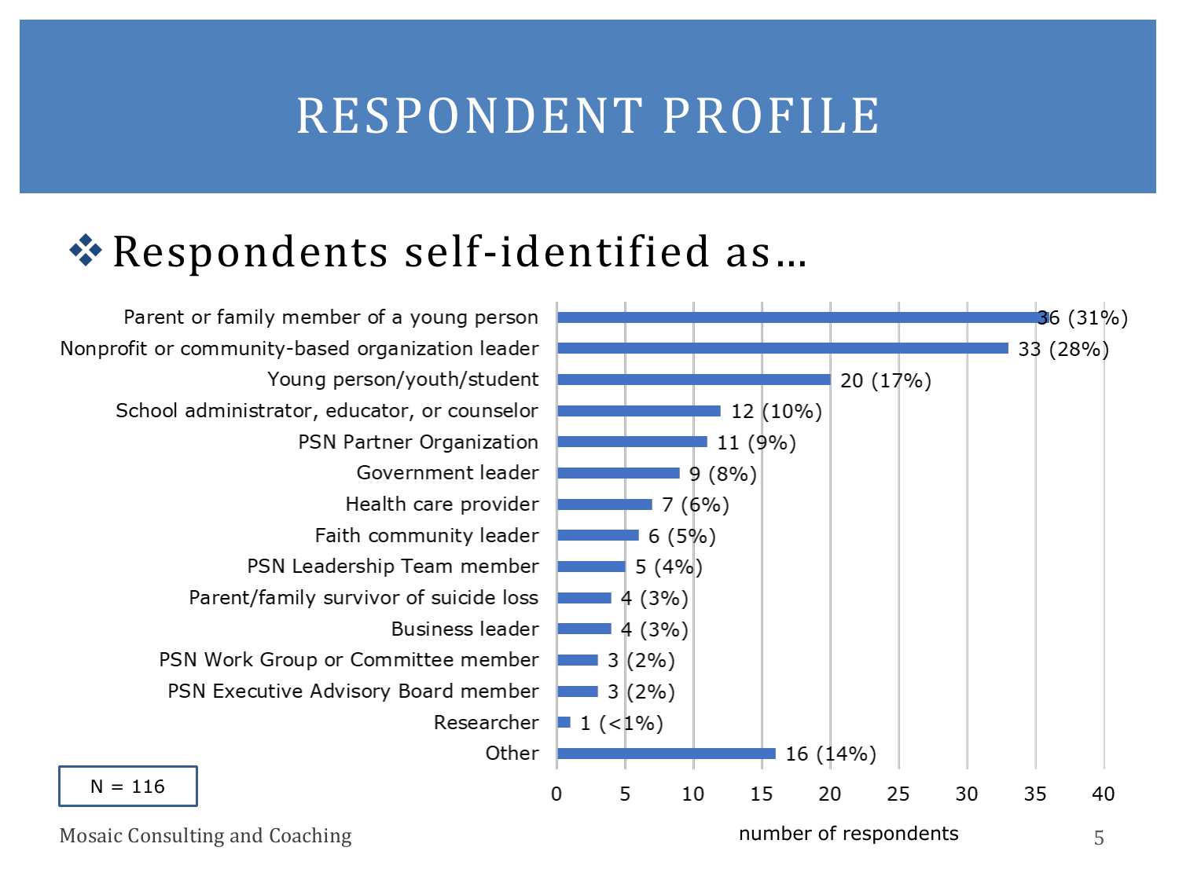# RESPONDENT PROFILE

## ❖ Respondents self-identified as…

| Category | Number of respondents |
| --- | --- |
| Parent or family member of a young person | 36 (31%) |
| Nonprofit or community-based organization leader | 33 (28%) |
| Young person/youth/student | 20 (17%) |
| School administrator, educator, or counselor | 12 (10%) |
| PSN Partner Organization | 11 (9%) |
| Government leader | 9 (8%) |
| Health care provider | 7 (6%) |
| Faith community leader | 6 (5%) |
| PSN Leadership Team member | 5 (4%) |
| Parent/family survivor of suicide loss | 4 (3%) |
| Business leader | 4 (3%) |
| PSN Work Group or Committee member | 3 (2%) |
| PSN Executive Advisory Board member | 3 (2%) |
| Researcher | 1 (<1%) |
| Other | 16 (14%) |

N = 116

Mosaic Consulting and Coaching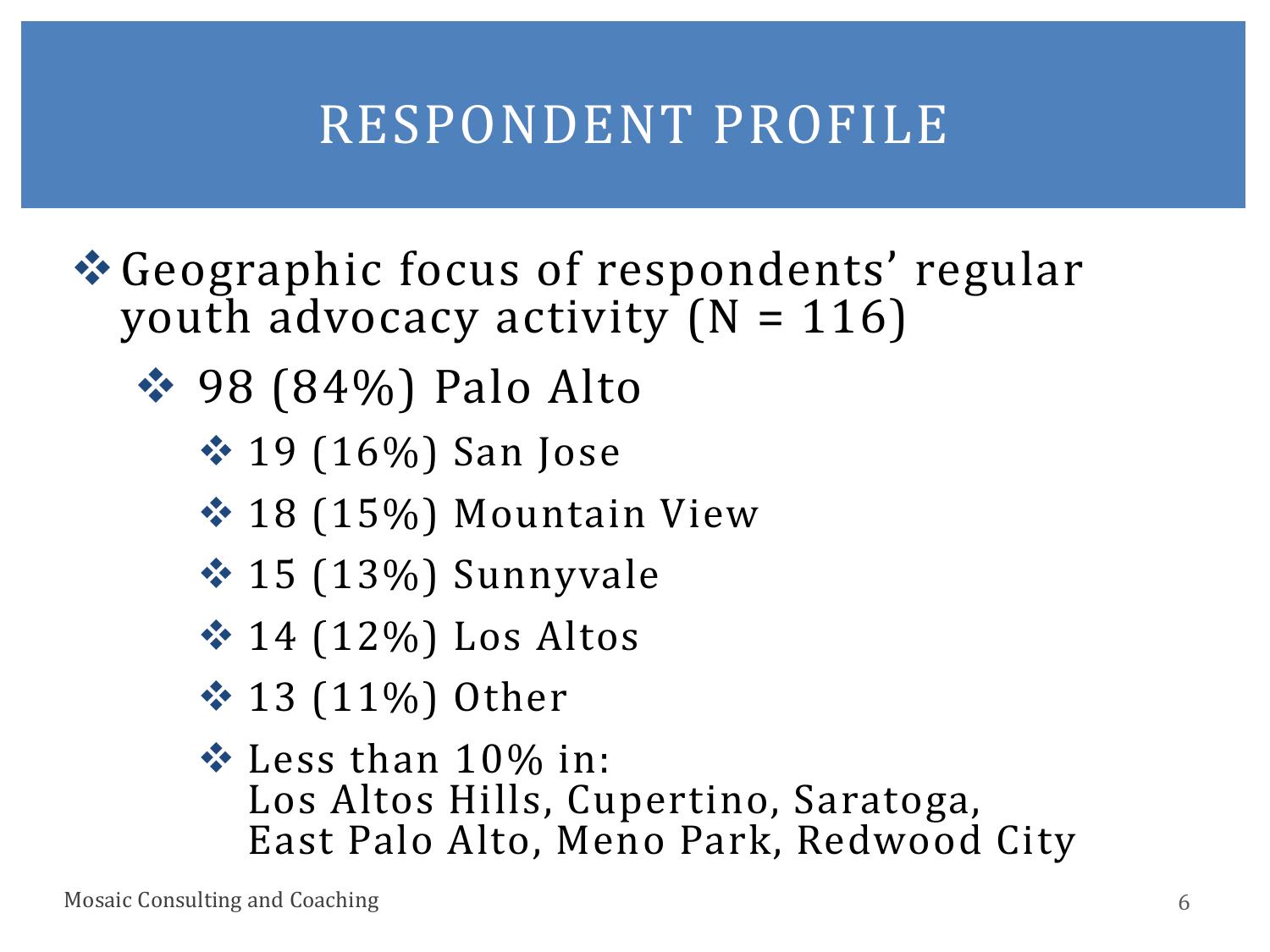# RESPONDENT PROFILE

- Geographic focus of respondents' regular youth advocacy activity (N = 116)
  - 98 (84%) Palo Alto
    - 19 (16%) San Jose
    - 18 (15%) Mountain View
    - 15 (13%) Sunnyvale
    - 14 (12%) Los Altos
    - 13 (11%) Other
    - Less than 10% in: Los Altos Hills, Cupertino, Saratoga, East Palo Alto, Meno Park, Redwood City

Mosaic Consulting and Coaching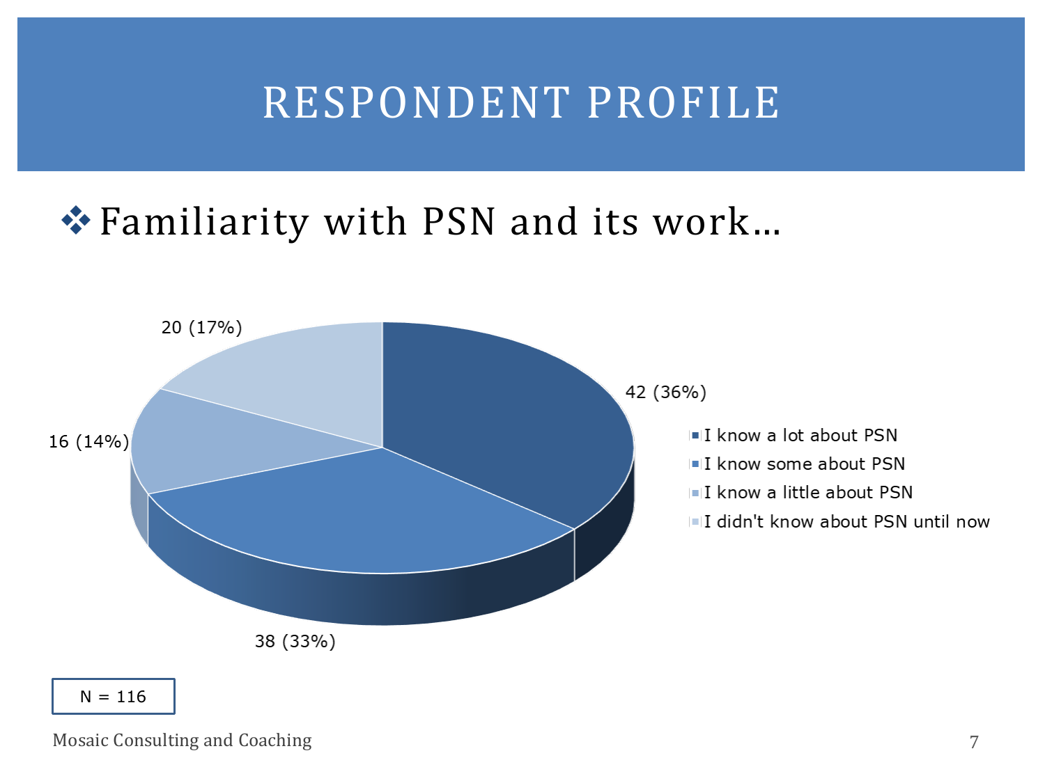# RESPONDENT PROFILE

- Familiarity with PSN and its work…

| Response | Count (%) |
|---|---|
| I know a lot about PSN | 42 (36%) |
| I know some about PSN | 38 (33%) |
| I know a little about PSN | 16 (14%) |
| I didn't know about PSN until now | 20 (17%) |

N = 116

Mosaic Consulting and Coaching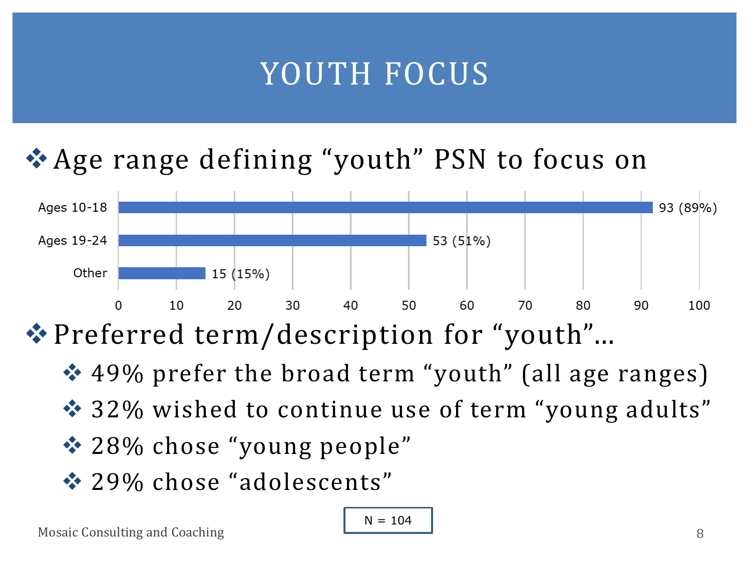# YOUTH FOCUS

- Age range defining "youth" PSN to focus on

| Age range | Count (%) |
| --- | --- |
| Ages 10-18 | 93 (89%) |
| Ages 19-24 | 53 (51%) |
| Other | 15 (15%) |

- Preferred term/description for "youth"…
  - 49% prefer the broad term "youth" (all age ranges)
  - 32% wished to continue use of term "young adults"
  - 28% chose "young people"
  - 29% chose "adolescents"

N = 104

Mosaic Consulting and Coaching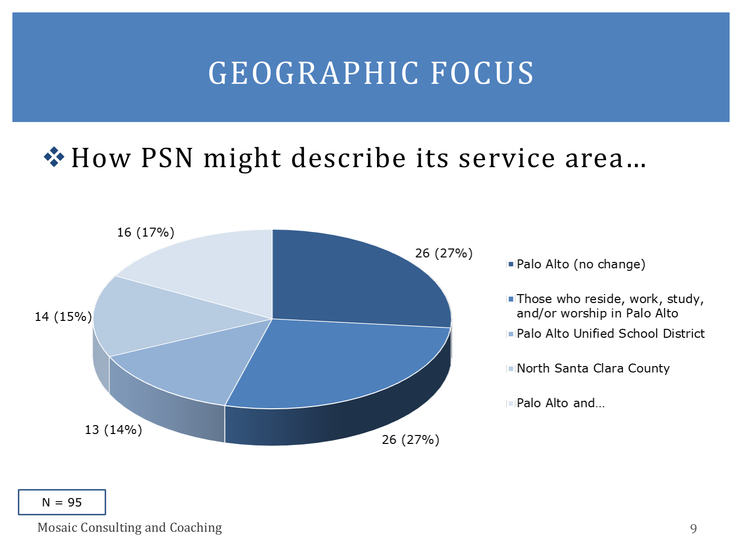# GEOGRAPHIC FOCUS

❖ How PSN might describe its service area…

| Service area | Count (%) |
|---|---|
| Palo Alto (no change) | 26 (27%) |
| Those who reside, work, study, and/or worship in Palo Alto | 26 (27%) |
| Palo Alto Unified School District | 13 (14%) |
| North Santa Clara County | 14 (15%) |
| Palo Alto and… | 16 (17%) |

N = 95

Mosaic Consulting and Coaching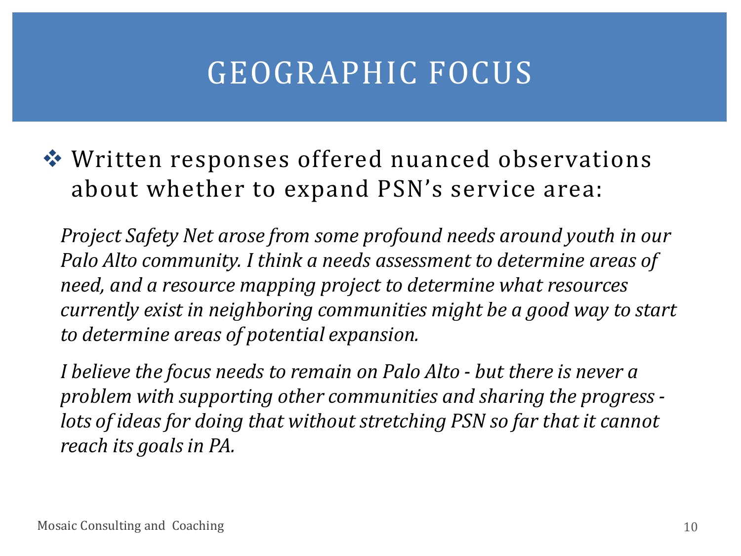# GEOGRAPHIC FOCUS

- Written responses offered nuanced observations about whether to expand PSN's service area:

*Project Safety Net arose from some profound needs around youth in our Palo Alto community. I think a needs assessment to determine areas of need, and a resource mapping project to determine what resources currently exist in neighboring communities might be a good way to start to determine areas of potential expansion.*

*I believe the focus needs to remain on Palo Alto - but there is never a problem with supporting other communities and sharing the progress - lots of ideas for doing that without stretching PSN so far that it cannot reach its goals in PA.*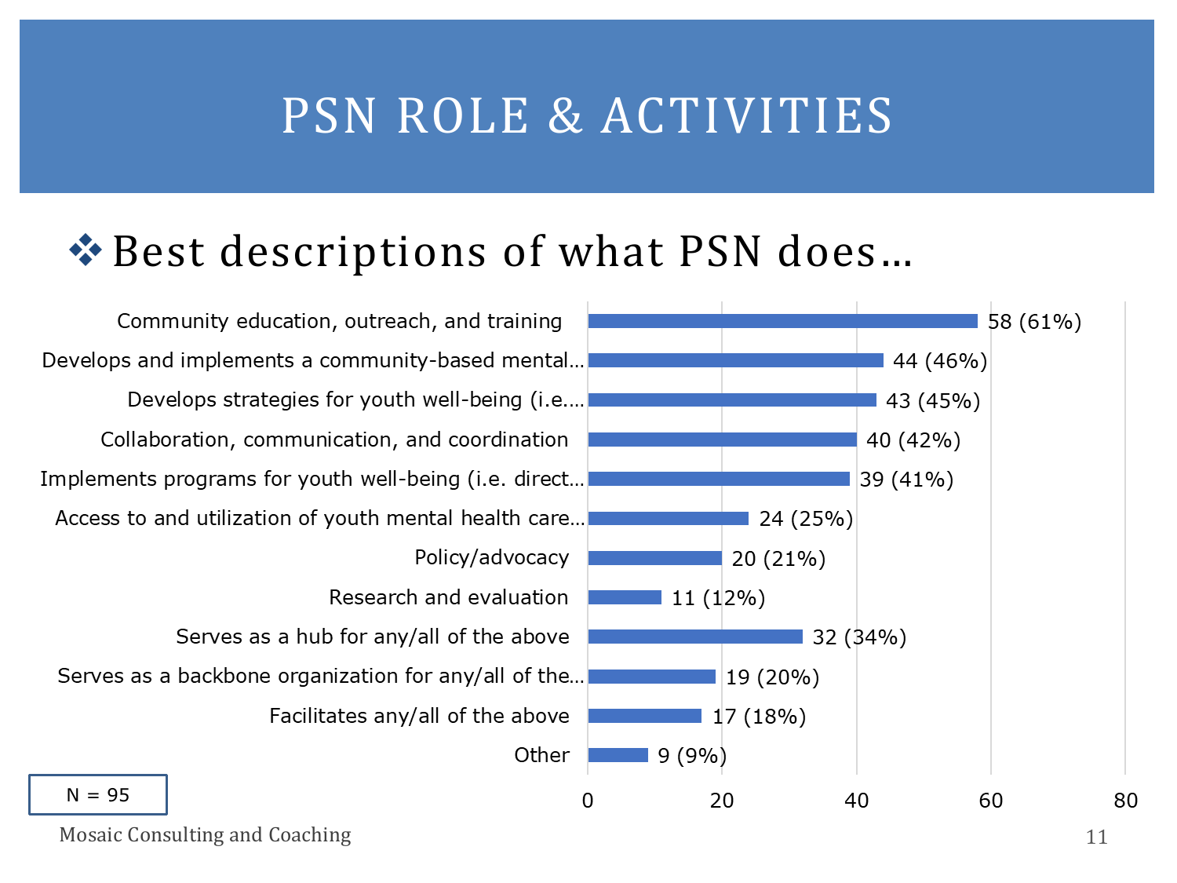# PSN ROLE & ACTIVITIES

❖ Best descriptions of what PSN does…

| Description | Count (%) |
|---|---|
| Community education, outreach, and training | 58 (61%) |
| Develops and implements a community-based mental… | 44 (46%) |
| Develops strategies for youth well-being (i.e.… | 43 (45%) |
| Collaboration, communication, and coordination | 40 (42%) |
| Implements programs for youth well-being (i.e. direct… | 39 (41%) |
| Access to and utilization of youth mental health care… | 24 (25%) |
| Policy/advocacy | 20 (21%) |
| Research and evaluation | 11 (12%) |
| Serves as a hub for any/all of the above | 32 (34%) |
| Serves as a backbone organization for any/all of the… | 19 (20%) |
| Facilitates any/all of the above | 17 (18%) |
| Other | 9 (9%) |

N = 95

Mosaic Consulting and Coaching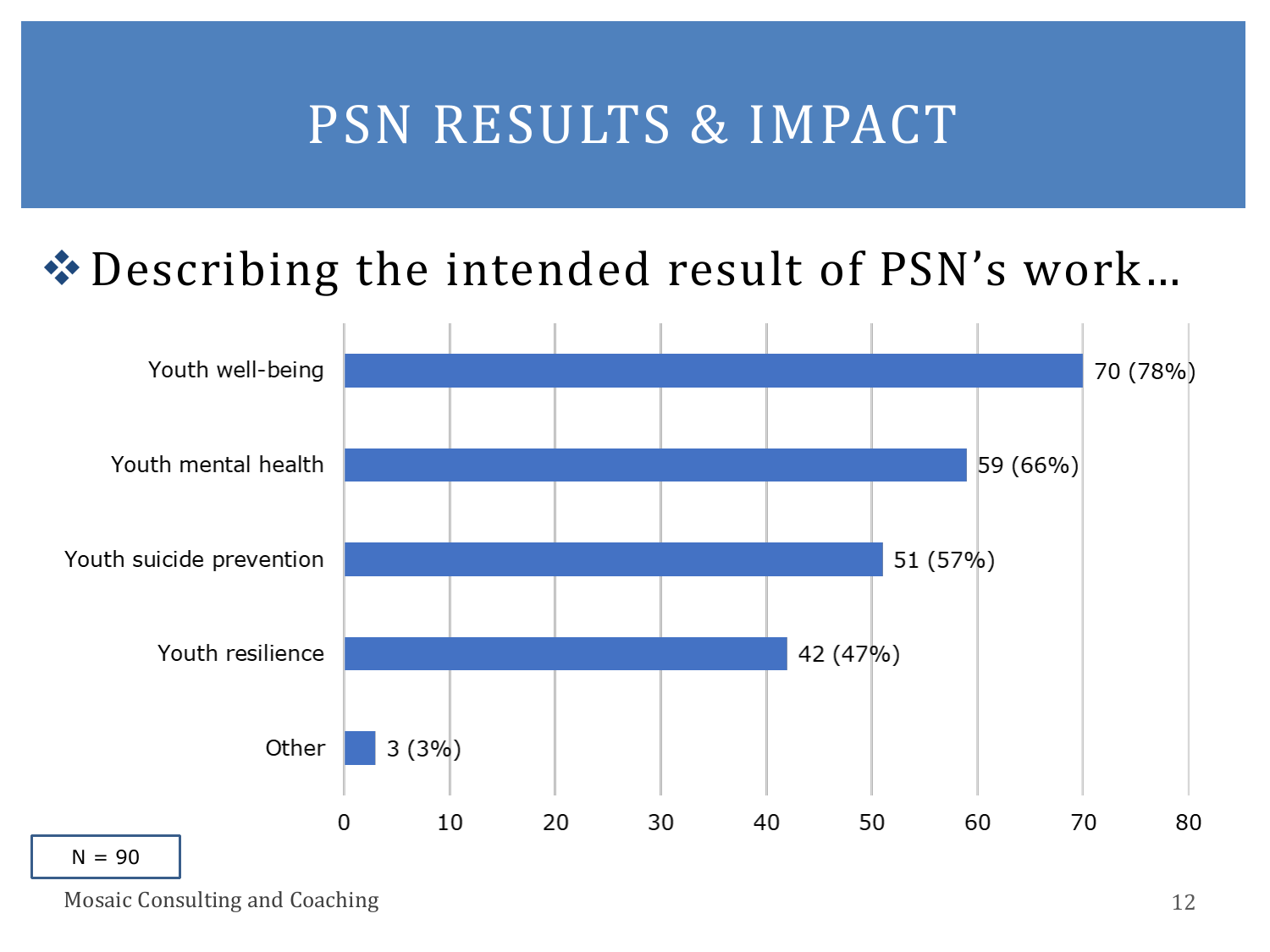# PSN RESULTS & IMPACT

- Describing the intended result of PSN's work…

| Intended result | Count (%) |
| --- | --- |
| Youth well-being | 70 (78%) |
| Youth mental health | 59 (66%) |
| Youth suicide prevention | 51 (57%) |
| Youth resilience | 42 (47%) |
| Other | 3 (3%) |

N = 90

Mosaic Consulting and Coaching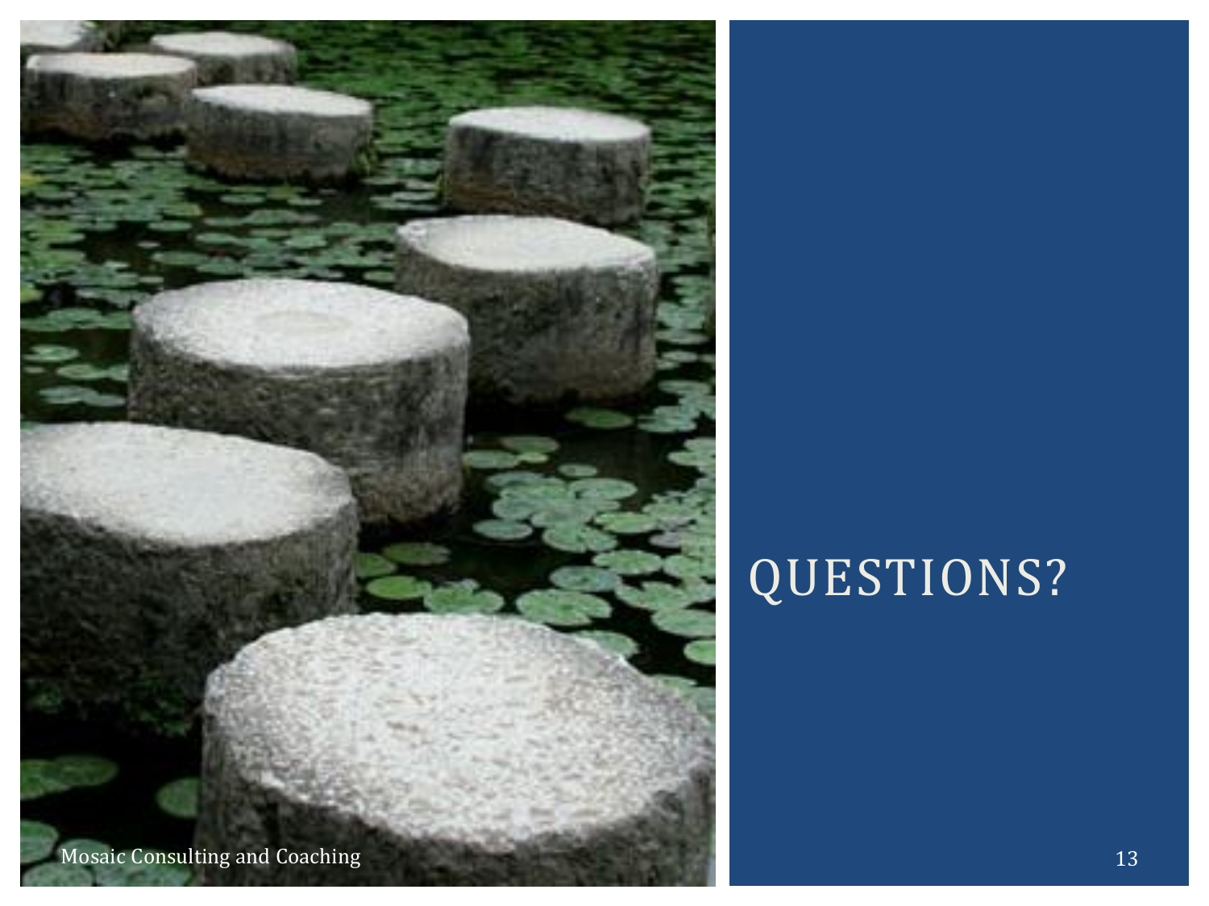# QUESTIONS?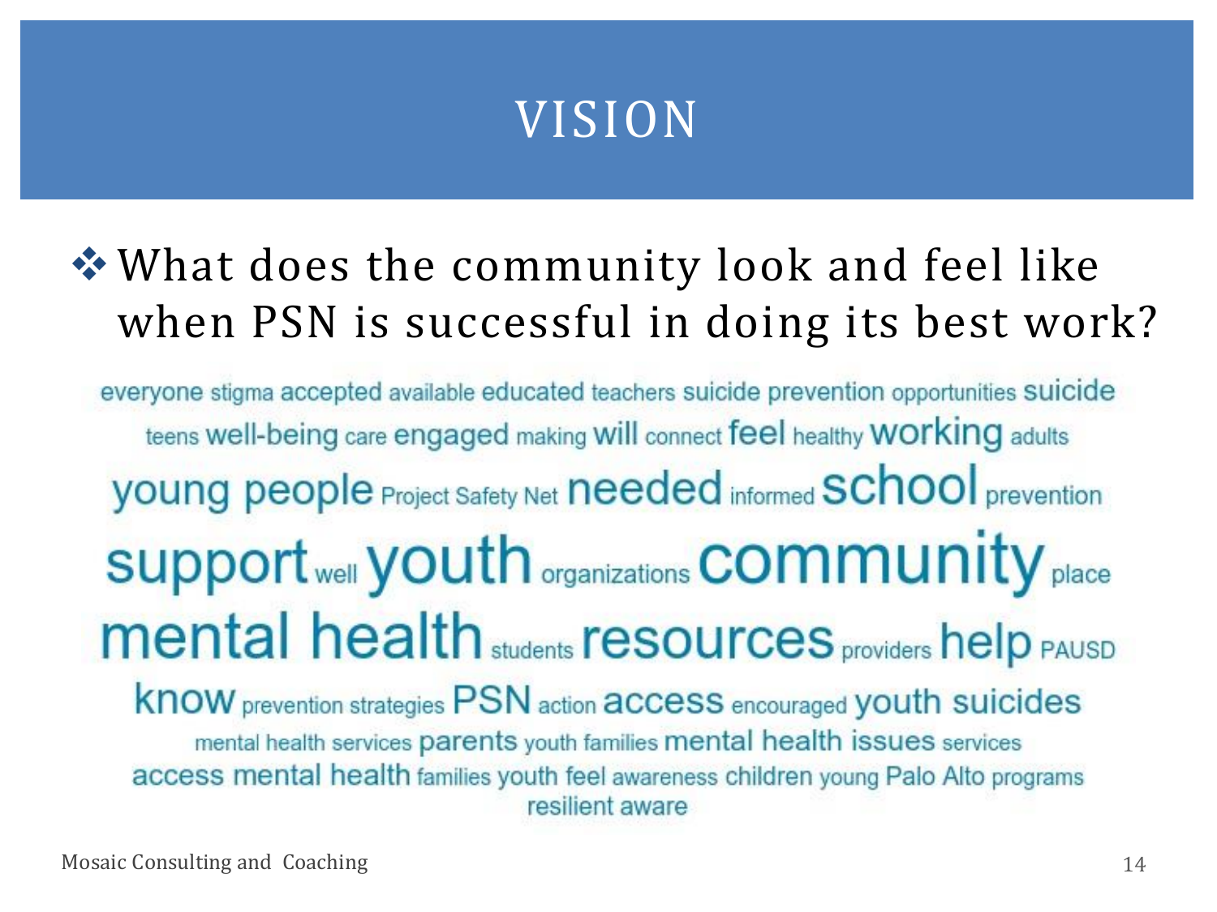# VISION

- What does the community look and feel like when PSN is successful in doing its best work?

everyone stigma accepted available educated teachers suicide prevention opportunities suicide
teens well-being care engaged making will connect feel healthy working adults
young people Project Safety Net needed informed school prevention
support well youth organizations community place
mental health students resources providers help PAUSD
know prevention strategies PSN action access encouraged youth suicides
mental health services parents youth families mental health issues services
access mental health families youth feel awareness children young Palo Alto programs
resilient aware

Mosaic Consulting and Coaching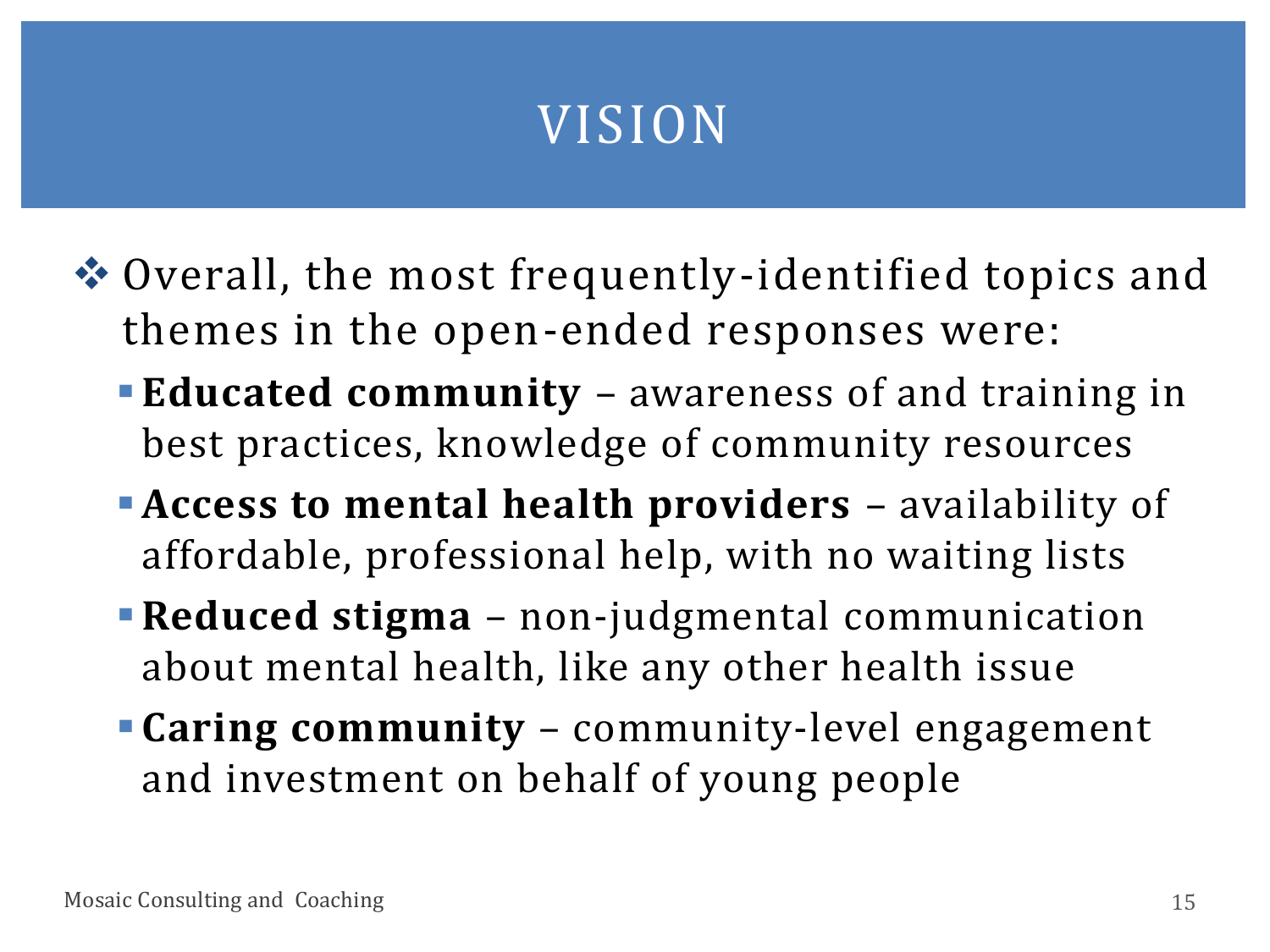# VISION

- Overall, the most frequently-identified topics and themes in the open-ended responses were:
  - **Educated community** – awareness of and training in best practices, knowledge of community resources
  - **Access to mental health providers** – availability of affordable, professional help, with no waiting lists
  - **Reduced stigma** – non-judgmental communication about mental health, like any other health issue
  - **Caring community** – community-level engagement and investment on behalf of young people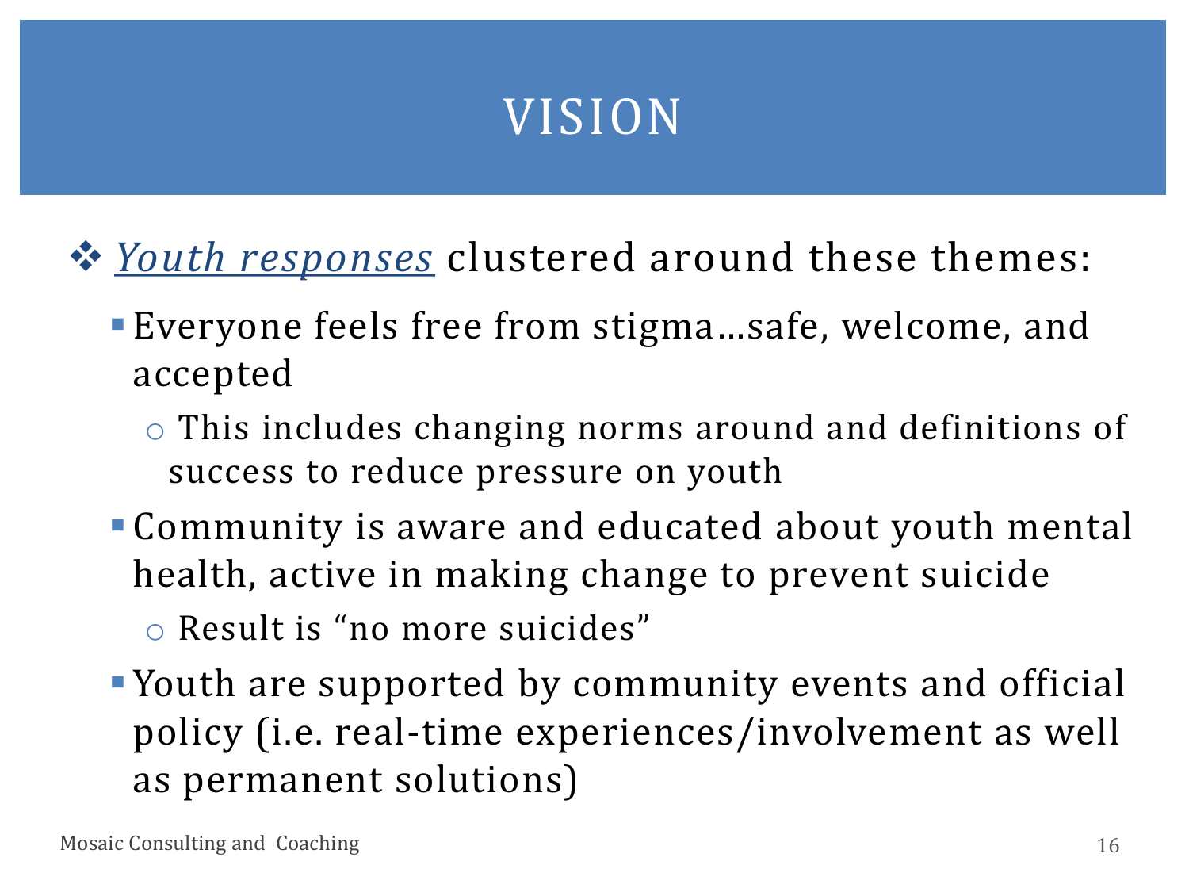# VISION

- *Youth responses* clustered around these themes:
  - Everyone feels free from stigma…safe, welcome, and accepted
    - This includes changing norms around and definitions of success to reduce pressure on youth
  - Community is aware and educated about youth mental health, active in making change to prevent suicide
    - Result is "no more suicides"
  - Youth are supported by community events and official policy (i.e. real-time experiences/involvement as well as permanent solutions)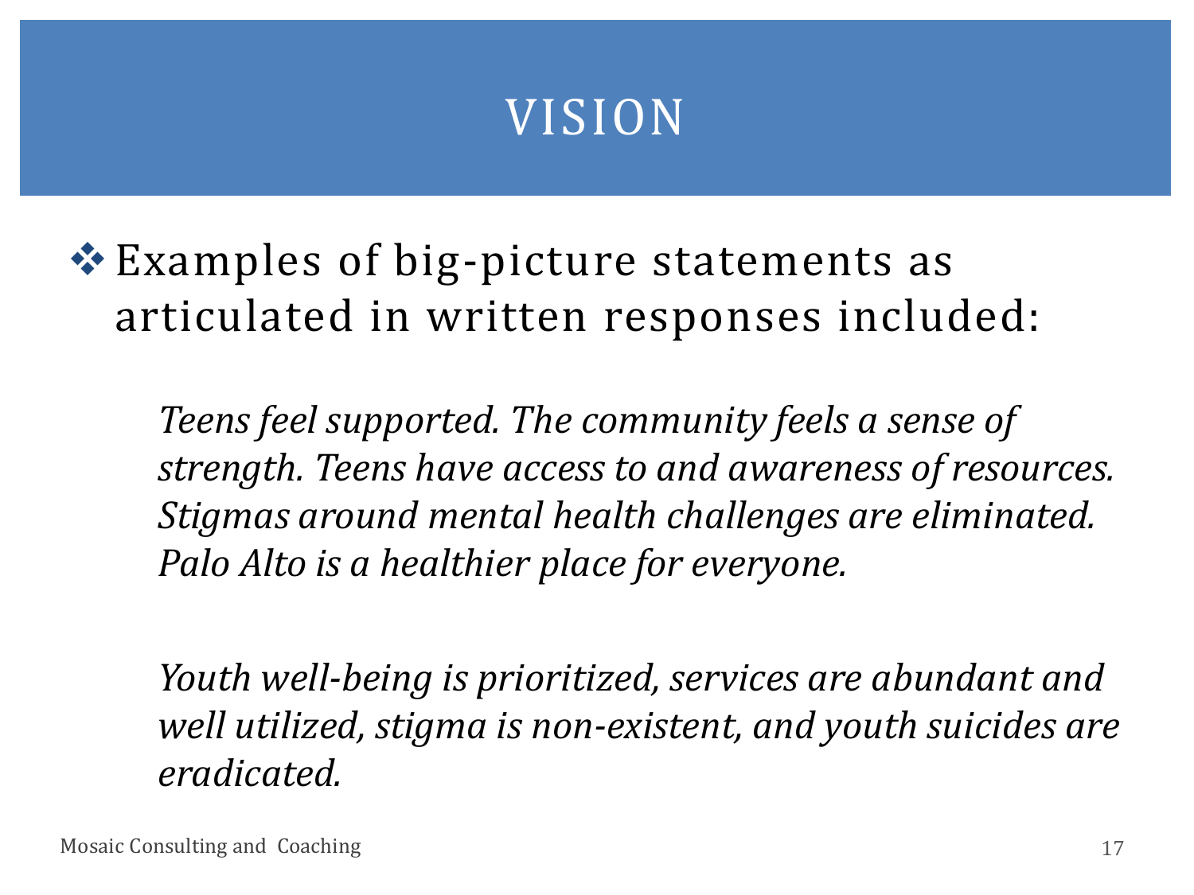# VISION

- Examples of big-picture statements as articulated in written responses included:

  *Teens feel supported. The community feels a sense of strength. Teens have access to and awareness of resources. Stigmas around mental health challenges are eliminated. Palo Alto is a healthier place for everyone.*

  *Youth well-being is prioritized, services are abundant and well utilized, stigma is non-existent, and youth suicides are eradicated.*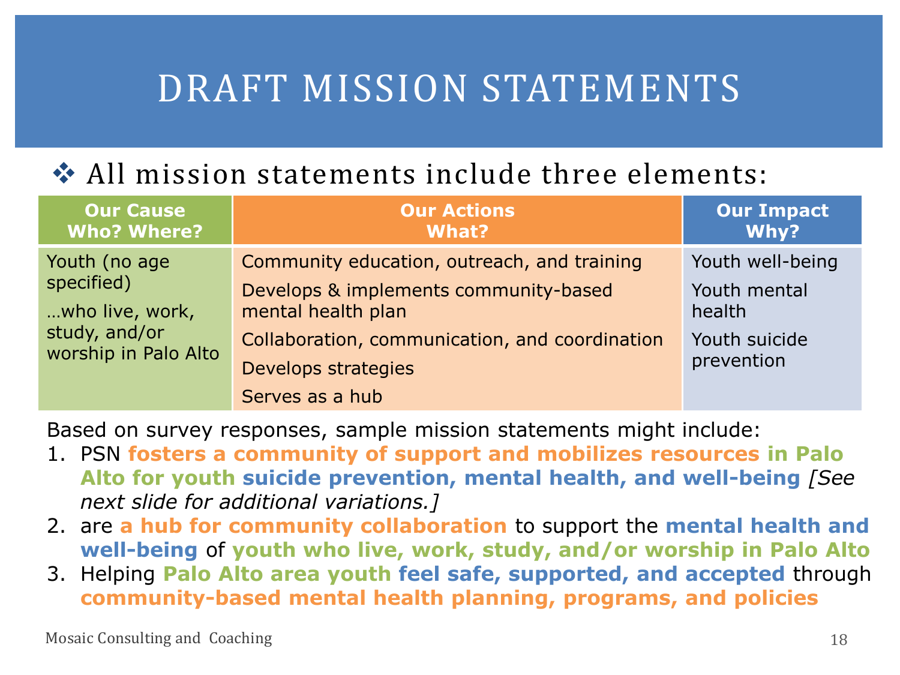# DRAFT MISSION STATEMENTS

❖ All mission statements include three elements:

| Our Cause<br>Who? Where? | Our Actions<br>What? | Our Impact<br>Why? |
|---|---|---|
| Youth (no age specified)<br><br>…who live, work, study, and/or worship in Palo Alto | Community education, outreach, and training<br><br>Develops & implements community-based mental health plan<br><br>Collaboration, communication, and coordination<br><br>Develops strategies<br><br>Serves as a hub | Youth well-being<br><br>Youth mental health<br><br>Youth suicide prevention |

Based on survey responses, sample mission statements might include:

1. PSN **fosters a community of support and mobilizes resources** **in Palo Alto for youth** **suicide prevention, mental health, and well-being** *[See next slide for additional variations.]*
2. are **a hub for community collaboration** to support the **mental health and well-being** of **youth who live, work, study, and/or worship in Palo Alto**
3. Helping **Palo Alto area youth** **feel safe, supported, and accepted** through **community-based mental health planning, programs, and policies**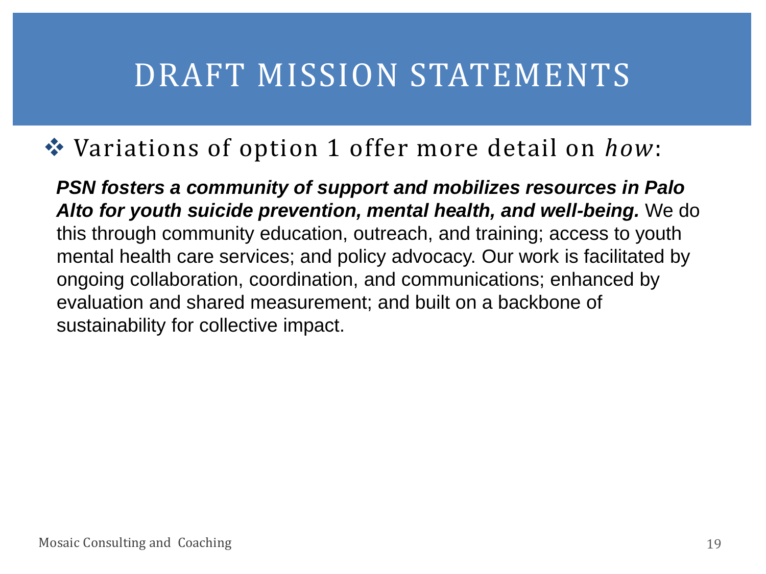# DRAFT MISSION STATEMENTS

- Variations of option 1 offer more detail on *how*:

***PSN fosters a community of support and mobilizes resources in Palo Alto for youth suicide prevention, mental health, and well-being.*** We do this through community education, outreach, and training; access to youth mental health care services; and policy advocacy. Our work is facilitated by ongoing collaboration, coordination, and communications; enhanced by evaluation and shared measurement; and built on a backbone of sustainability for collective impact.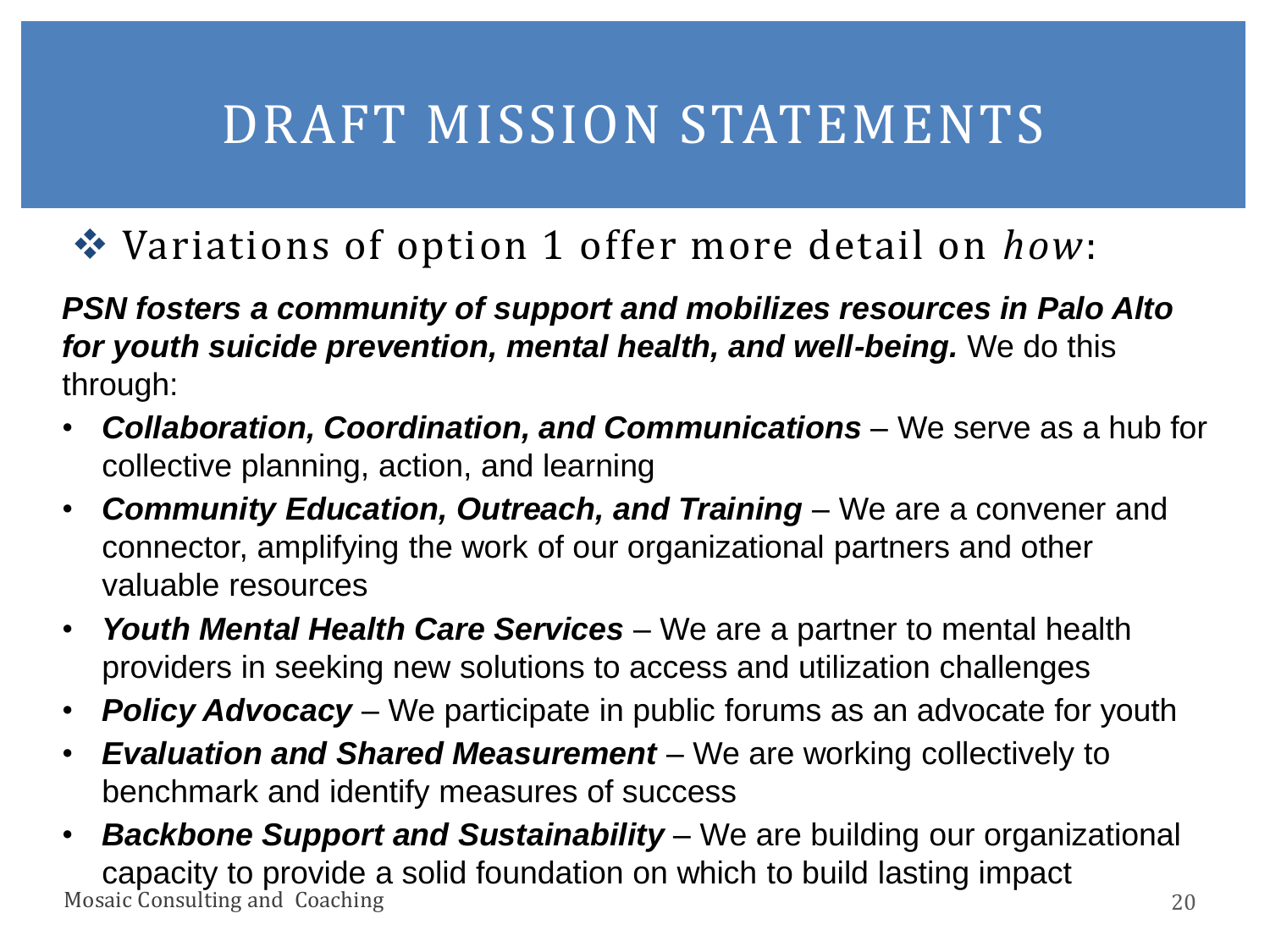# DRAFT MISSION STATEMENTS

- Variations of option 1 offer more detail on *how*:

***PSN fosters a community of support and mobilizes resources in Palo Alto for youth suicide prevention, mental health, and well-being.*** We do this through:

- ***Collaboration, Coordination, and Communications*** – We serve as a hub for collective planning, action, and learning
- ***Community Education, Outreach, and Training*** – We are a convener and connector, amplifying the work of our organizational partners and other valuable resources
- ***Youth Mental Health Care Services*** – We are a partner to mental health providers in seeking new solutions to access and utilization challenges
- ***Policy Advocacy*** – We participate in public forums as an advocate for youth
- ***Evaluation and Shared Measurement*** – We are working collectively to benchmark and identify measures of success
- ***Backbone Support and Sustainability*** – We are building our organizational capacity to provide a solid foundation on which to build lasting impact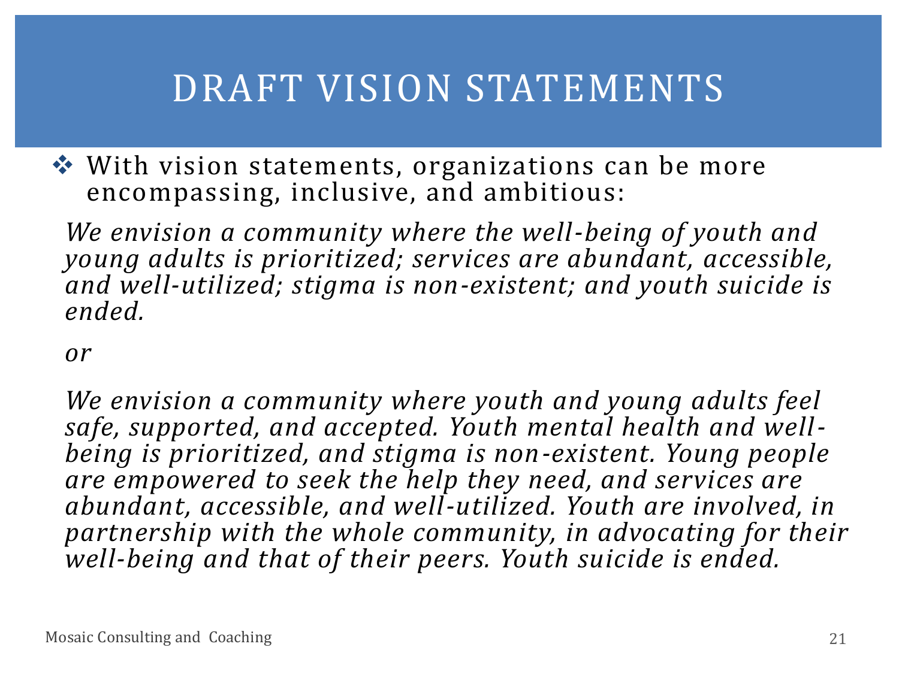# DRAFT VISION STATEMENTS

- With vision statements, organizations can be more encompassing, inclusive, and ambitious:

*We envision a community where the well-being of youth and young adults is prioritized; services are abundant, accessible, and well-utilized; stigma is non-existent; and youth suicide is ended.*

*or*

*We envision a community where youth and young adults feel safe, supported, and accepted. Youth mental health and well-being is prioritized, and stigma is non-existent. Young people are empowered to seek the help they need, and services are abundant, accessible, and well-utilized. Youth are involved, in partnership with the whole community, in advocating for their well-being and that of their peers. Youth suicide is ended.*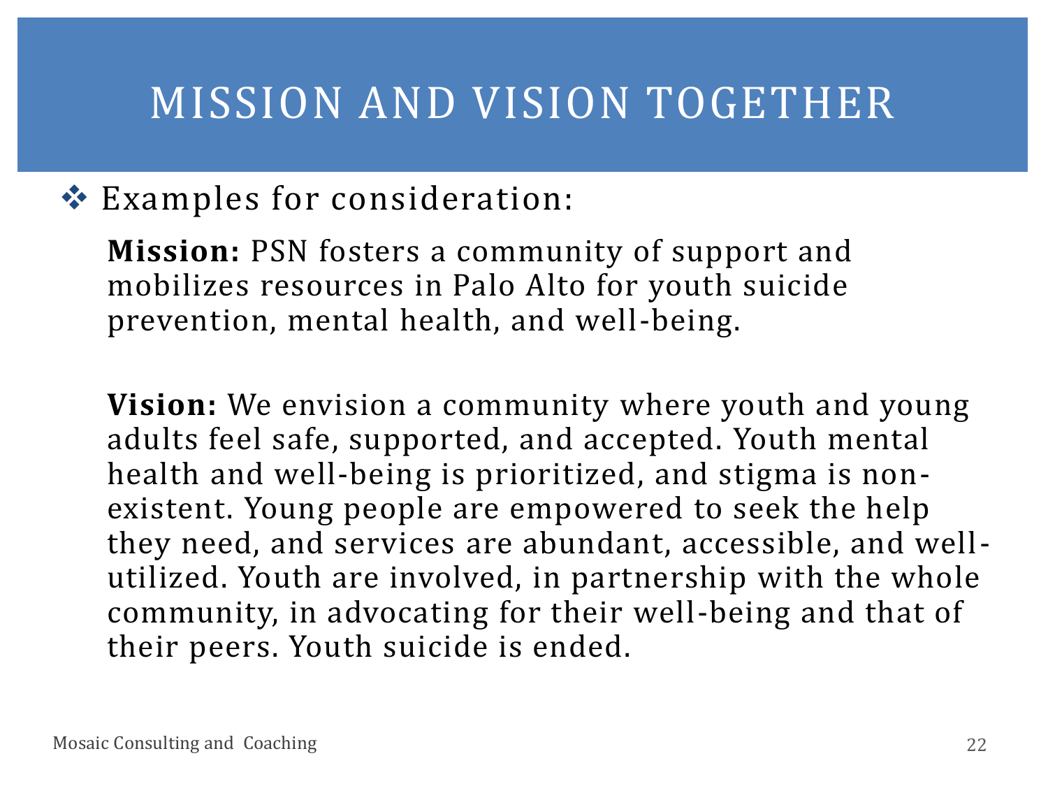# MISSION AND VISION TOGETHER

- Examples for consideration:

  **Mission:** PSN fosters a community of support and mobilizes resources in Palo Alto for youth suicide prevention, mental health, and well-being.

  **Vision:** We envision a community where youth and young adults feel safe, supported, and accepted. Youth mental health and well-being is prioritized, and stigma is non-existent. Young people are empowered to seek the help they need, and services are abundant, accessible, and well-utilized. Youth are involved, in partnership with the whole community, in advocating for their well-being and that of their peers. Youth suicide is ended.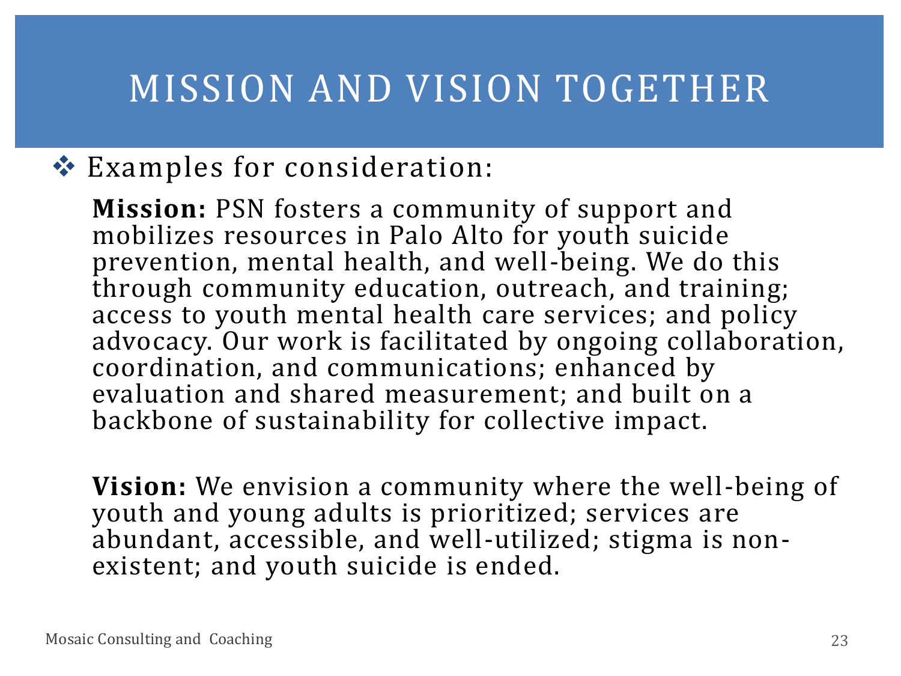# MISSION AND VISION TOGETHER

- Examples for consideration:

  **Mission:** PSN fosters a community of support and mobilizes resources in Palo Alto for youth suicide prevention, mental health, and well-being. We do this through community education, outreach, and training; access to youth mental health care services; and policy advocacy. Our work is facilitated by ongoing collaboration, coordination, and communications; enhanced by evaluation and shared measurement; and built on a backbone of sustainability for collective impact.

  **Vision:** We envision a community where the well-being of youth and young adults is prioritized; services are abundant, accessible, and well-utilized; stigma is non-existent; and youth suicide is ended.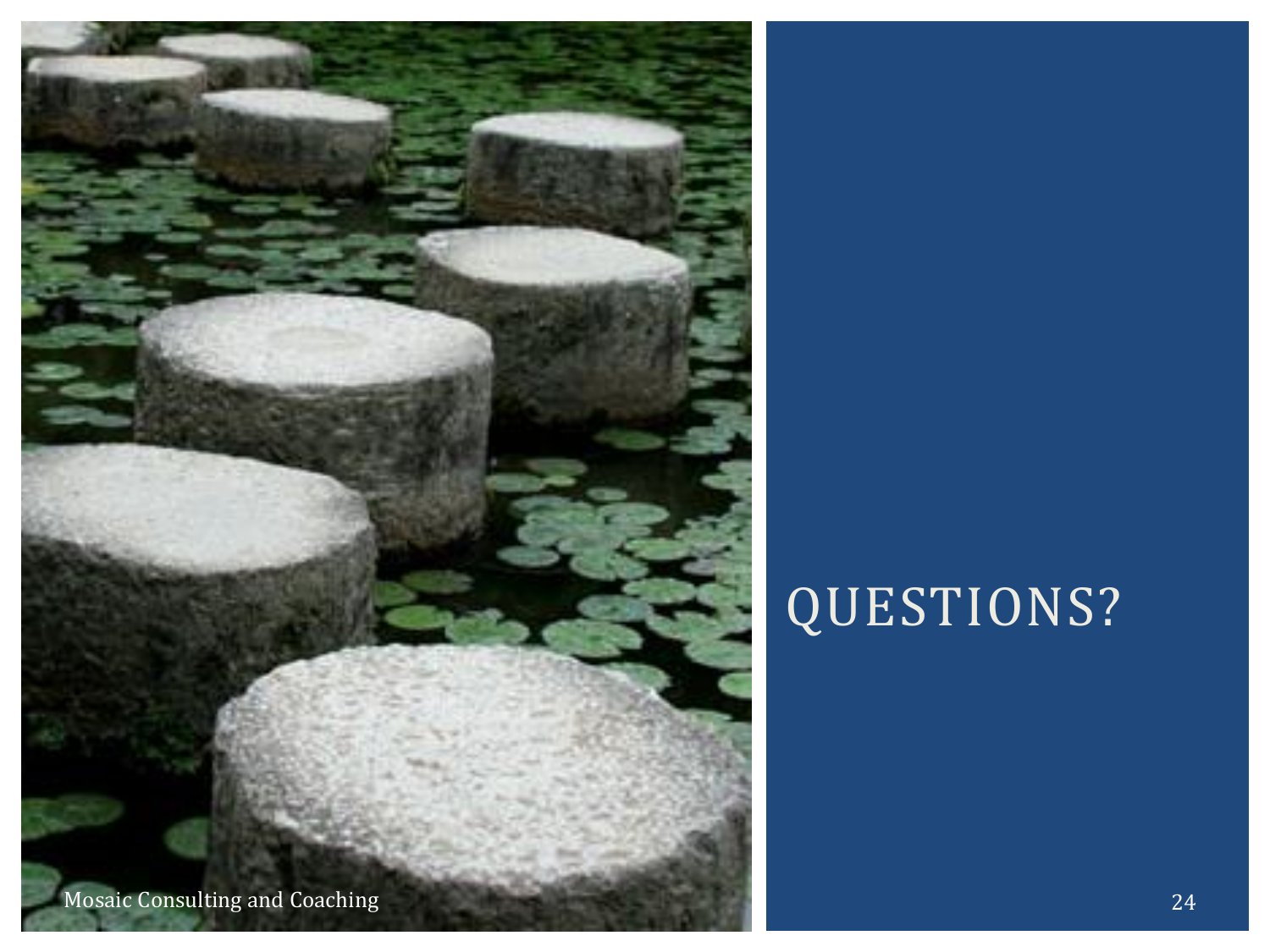# QUESTIONS?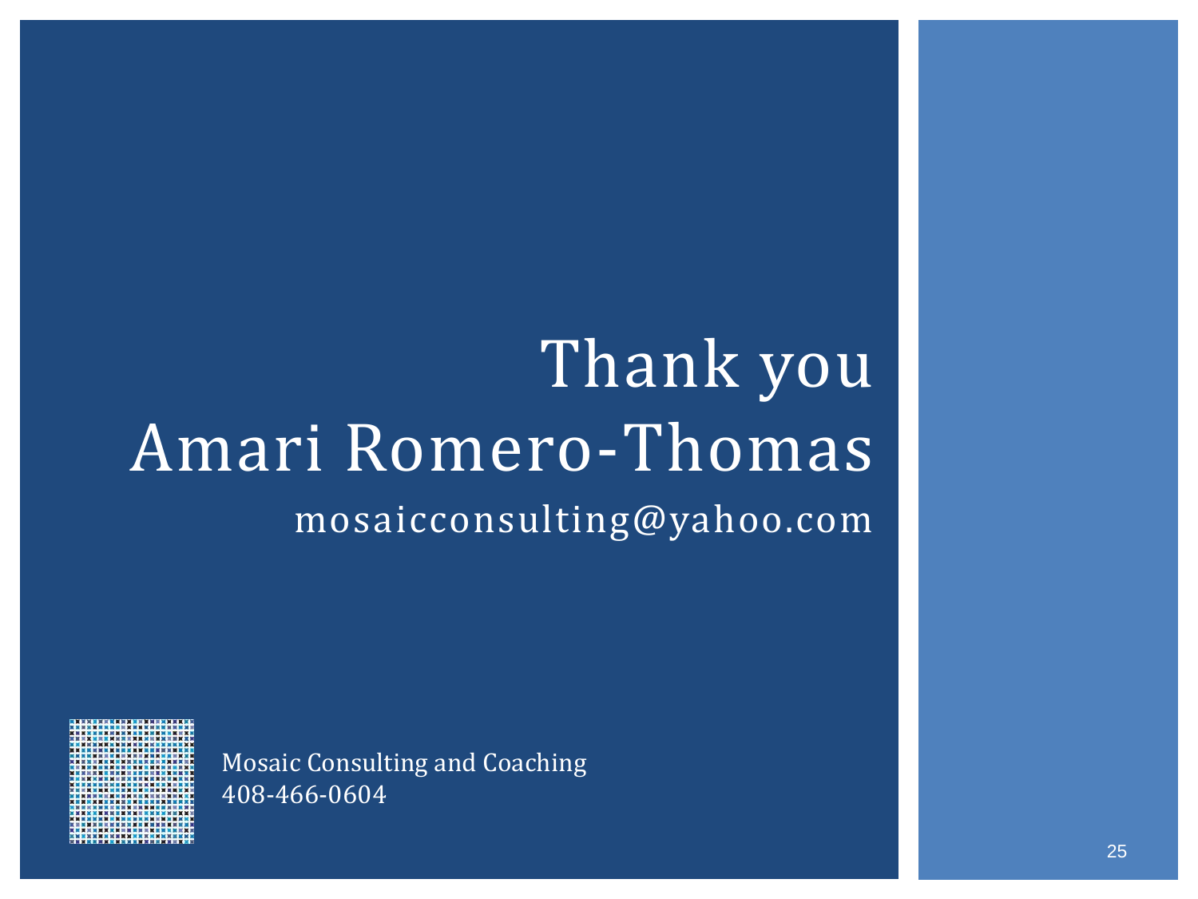# Thank you
# Amari Romero-Thomas

mosaicconsulting@yahoo.com

Mosaic Consulting and Coaching
408-466-0604